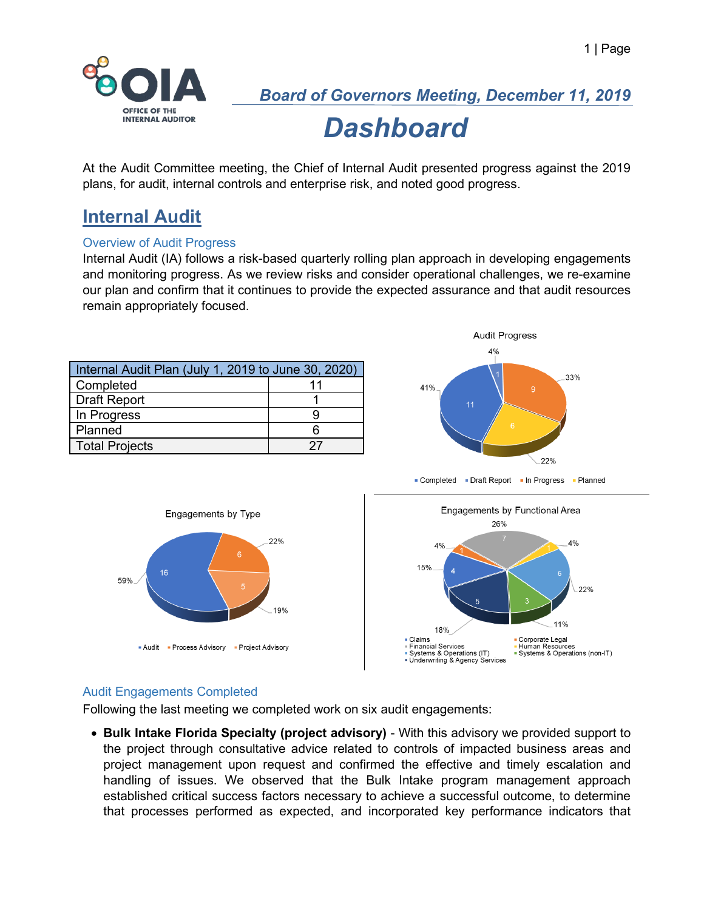# Board of Governors Meeting, December 11, 2019

# Dashboard

At the Audit Committee meeting, the Chief of Internal Audit presented progress against the 2019 plans, for audit, internal controls and enterprise risk, and noted good progress.

## Internal Audit

### Overview of Audit Progress

Internal Audit (IA) follows a risk-based quarterly rolling plan approach in developing engagements and monitoring progress. As we review risks and consider operational challenges, we re-examine our plan and confirm that it continues to provide the expected assurance and that audit resources remain appropriately focused.

| Internal Audit Plan (July 1, 2019 to June 30, 2020) | |
|---|---|
| Completed | 11 |
| Draft Report | 1 |
| In Progress | 9 |
| Planned | 6 |
| Total Projects | 27 |

**Audit Progress**

| Status | Count | % |
|---|---|---|
| Completed | 11 | 41% |
| Draft Report | 1 | 4% |
| In Progress | 9 | 33% |
| Planned | 6 | 22% |

**Engagements by Type**

| Type | Count | % |
|---|---|---|
| Audit | 16 | 59% |
| Process Advisory | 6 | 22% |
| Project Advisory | 5 | 19% |

**Engagements by Functional Area**

| Functional Area | Count | % |
|---|---|---|
| Claims | 4 | 15% |
| Corporate Legal | 1 | 4% |
| Financial Services | 7 | 26% |
| Human Resources | 1 | 4% |
| Systems & Operations (IT) | 6 | 22% |
| Systems & Operations (non-IT) | 3 | 11% |
| Underwriting & Agency Services | 5 | 18% |

### Audit Engagements Completed

Following the last meeting we completed work on six audit engagements:

- **Bulk Intake Florida Specialty (project advisory)** - With this advisory we provided support to the project through consultative advice related to controls of impacted business areas and project management upon request and confirmed the effective and timely escalation and handling of issues. We observed that the Bulk Intake program management approach established critical success factors necessary to achieve a successful outcome, to determine that processes performed as expected, and incorporated key performance indicators that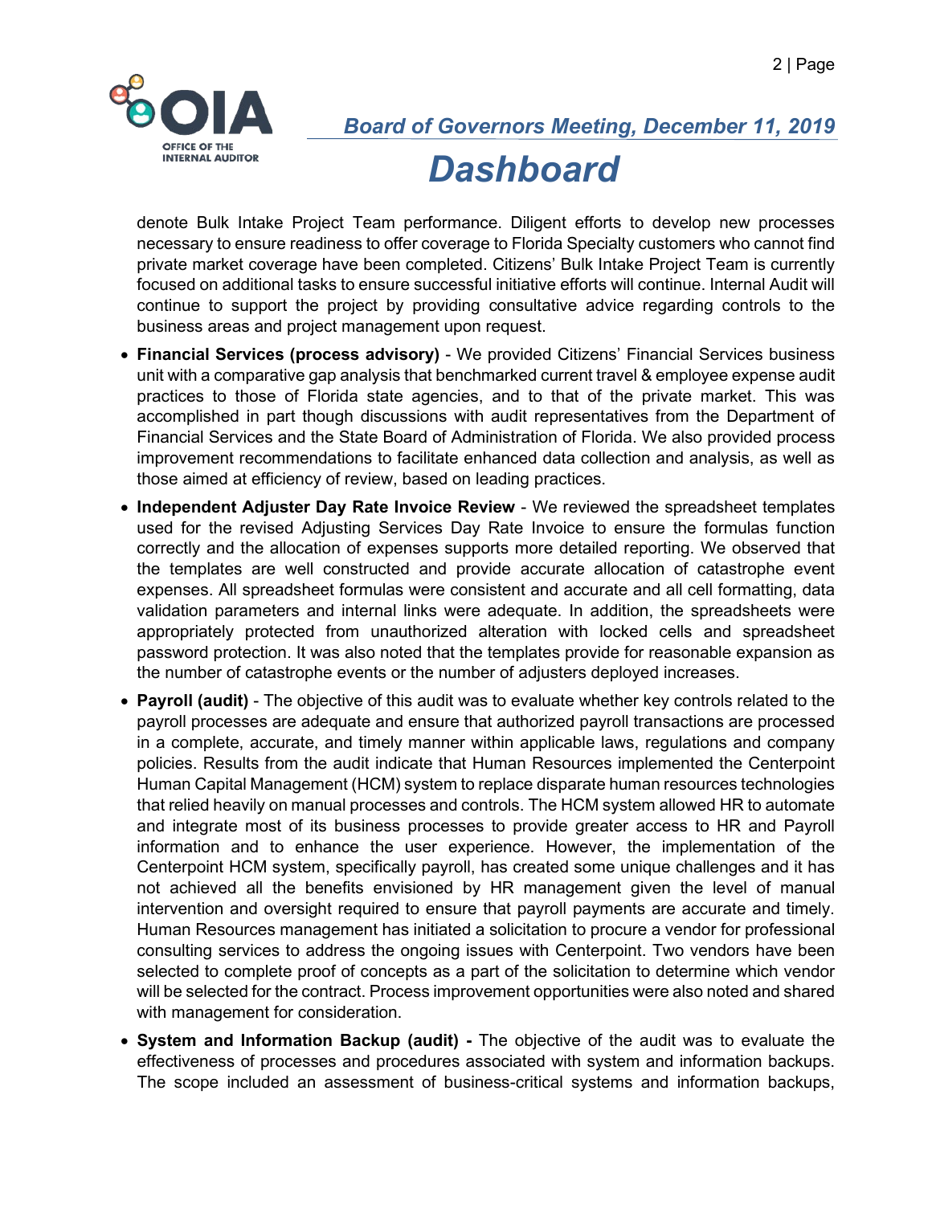denote Bulk Intake Project Team performance. Diligent efforts to develop new processes necessary to ensure readiness to offer coverage to Florida Specialty customers who cannot find private market coverage have been completed. Citizens' Bulk Intake Project Team is currently focused on additional tasks to ensure successful initiative efforts will continue. Internal Audit will continue to support the project by providing consultative advice regarding controls to the business areas and project management upon request.

- **Financial Services (process advisory)** - We provided Citizens' Financial Services business unit with a comparative gap analysis that benchmarked current travel & employee expense audit practices to those of Florida state agencies, and to that of the private market. This was accomplished in part though discussions with audit representatives from the Department of Financial Services and the State Board of Administration of Florida. We also provided process improvement recommendations to facilitate enhanced data collection and analysis, as well as those aimed at efficiency of review, based on leading practices.
- **Independent Adjuster Day Rate Invoice Review** - We reviewed the spreadsheet templates used for the revised Adjusting Services Day Rate Invoice to ensure the formulas function correctly and the allocation of expenses supports more detailed reporting. We observed that the templates are well constructed and provide accurate allocation of catastrophe event expenses. All spreadsheet formulas were consistent and accurate and all cell formatting, data validation parameters and internal links were adequate. In addition, the spreadsheets were appropriately protected from unauthorized alteration with locked cells and spreadsheet password protection. It was also noted that the templates provide for reasonable expansion as the number of catastrophe events or the number of adjusters deployed increases.
- **Payroll (audit)** - The objective of this audit was to evaluate whether key controls related to the payroll processes are adequate and ensure that authorized payroll transactions are processed in a complete, accurate, and timely manner within applicable laws, regulations and company policies. Results from the audit indicate that Human Resources implemented the Centerpoint Human Capital Management (HCM) system to replace disparate human resources technologies that relied heavily on manual processes and controls. The HCM system allowed HR to automate and integrate most of its business processes to provide greater access to HR and Payroll information and to enhance the user experience. However, the implementation of the Centerpoint HCM system, specifically payroll, has created some unique challenges and it has not achieved all the benefits envisioned by HR management given the level of manual intervention and oversight required to ensure that payroll payments are accurate and timely. Human Resources management has initiated a solicitation to procure a vendor for professional consulting services to address the ongoing issues with Centerpoint. Two vendors have been selected to complete proof of concepts as a part of the solicitation to determine which vendor will be selected for the contract. Process improvement opportunities were also noted and shared with management for consideration.
- **System and Information Backup (audit) -** The objective of the audit was to evaluate the effectiveness of processes and procedures associated with system and information backups. The scope included an assessment of business-critical systems and information backups,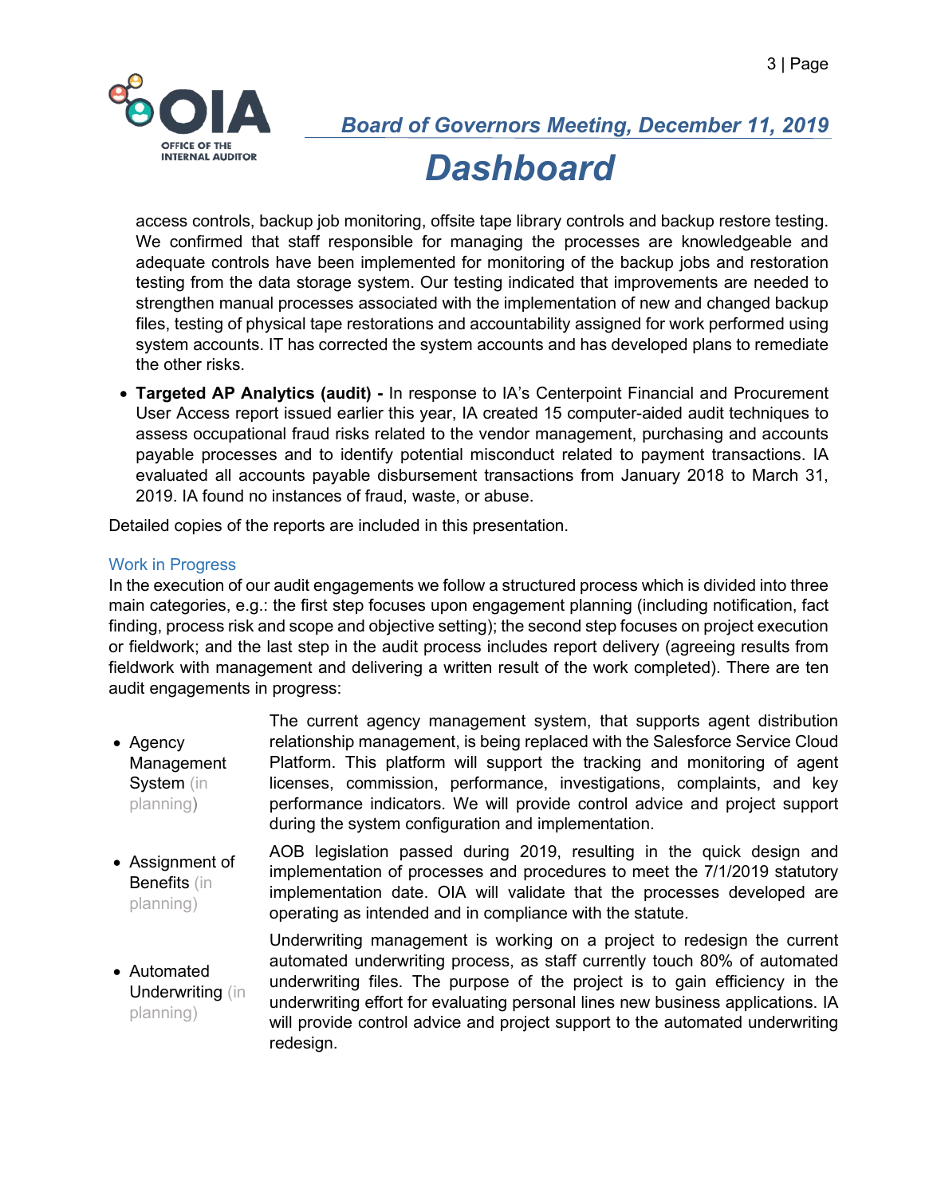access controls, backup job monitoring, offsite tape library controls and backup restore testing. We confirmed that staff responsible for managing the processes are knowledgeable and adequate controls have been implemented for monitoring of the backup jobs and restoration testing from the data storage system. Our testing indicated that improvements are needed to strengthen manual processes associated with the implementation of new and changed backup files, testing of physical tape restorations and accountability assigned for work performed using system accounts. IT has corrected the system accounts and has developed plans to remediate the other risks.

- **Targeted AP Analytics (audit) -** In response to IA's Centerpoint Financial and Procurement User Access report issued earlier this year, IA created 15 computer-aided audit techniques to assess occupational fraud risks related to the vendor management, purchasing and accounts payable processes and to identify potential misconduct related to payment transactions. IA evaluated all accounts payable disbursement transactions from January 2018 to March 31, 2019. IA found no instances of fraud, waste, or abuse.

Detailed copies of the reports are included in this presentation.

### Work in Progress

In the execution of our audit engagements we follow a structured process which is divided into three main categories, e.g.: the first step focuses upon engagement planning (including notification, fact finding, process risk and scope and objective setting); the second step focuses on project execution or fieldwork; and the last step in the audit process includes report delivery (agreeing results from fieldwork with management and delivering a written result of the work completed). There are ten audit engagements in progress:

- Agency Management System (in planning) — The current agency management system, that supports agent distribution relationship management, is being replaced with the Salesforce Service Cloud Platform. This platform will support the tracking and monitoring of agent licenses, commission, performance, investigations, complaints, and key performance indicators. We will provide control advice and project support during the system configuration and implementation.

- Assignment of Benefits (in planning) — AOB legislation passed during 2019, resulting in the quick design and implementation of processes and procedures to meet the 7/1/2019 statutory implementation date. OIA will validate that the processes developed are operating as intended and in compliance with the statute.

- Automated Underwriting (in planning) — Underwriting management is working on a project to redesign the current automated underwriting process, as staff currently touch 80% of automated underwriting files. The purpose of the project is to gain efficiency in the underwriting effort for evaluating personal lines new business applications. IA will provide control advice and project support to the automated underwriting redesign.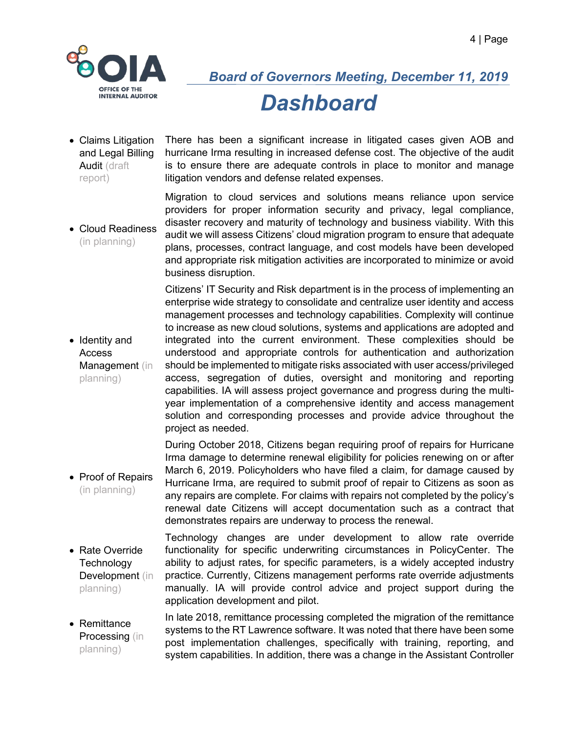## Board of Governors Meeting, December 11, 2019

# Dashboard

- **Claims Litigation and Legal Billing Audit** (draft report)

  There has been a significant increase in litigated cases given AOB and hurricane Irma resulting in increased defense cost. The objective of the audit is to ensure there are adequate controls in place to monitor and manage litigation vendors and defense related expenses.

- **Cloud Readiness** (in planning)

  Migration to cloud services and solutions means reliance upon service providers for proper information security and privacy, legal compliance, disaster recovery and maturity of technology and business viability. With this audit we will assess Citizens' cloud migration program to ensure that adequate plans, processes, contract language, and cost models have been developed and appropriate risk mitigation activities are incorporated to minimize or avoid business disruption.

- **Identity and Access Management** (in planning)

  Citizens' IT Security and Risk department is in the process of implementing an enterprise wide strategy to consolidate and centralize user identity and access management processes and technology capabilities. Complexity will continue to increase as new cloud solutions, systems and applications are adopted and integrated into the current environment. These complexities should be understood and appropriate controls for authentication and authorization should be implemented to mitigate risks associated with user access/privileged access, segregation of duties, oversight and monitoring and reporting capabilities. IA will assess project governance and progress during the multi-year implementation of a comprehensive identity and access management solution and corresponding processes and provide advice throughout the project as needed.

- **Proof of Repairs** (in planning)

  During October 2018, Citizens began requiring proof of repairs for Hurricane Irma damage to determine renewal eligibility for policies renewing on or after March 6, 2019. Policyholders who have filed a claim, for damage caused by Hurricane Irma, are required to submit proof of repair to Citizens as soon as any repairs are complete. For claims with repairs not completed by the policy's renewal date Citizens will accept documentation such as a contract that demonstrates repairs are underway to process the renewal.

- **Rate Override Technology Development** (in planning)

  Technology changes are under development to allow rate override functionality for specific underwriting circumstances in PolicyCenter. The ability to adjust rates, for specific parameters, is a widely accepted industry practice. Currently, Citizens management performs rate override adjustments manually. IA will provide control advice and project support during the application development and pilot.

- **Remittance Processing** (in planning)

  In late 2018, remittance processing completed the migration of the remittance systems to the RT Lawrence software. It was noted that there have been some post implementation challenges, specifically with training, reporting, and system capabilities. In addition, there was a change in the Assistant Controller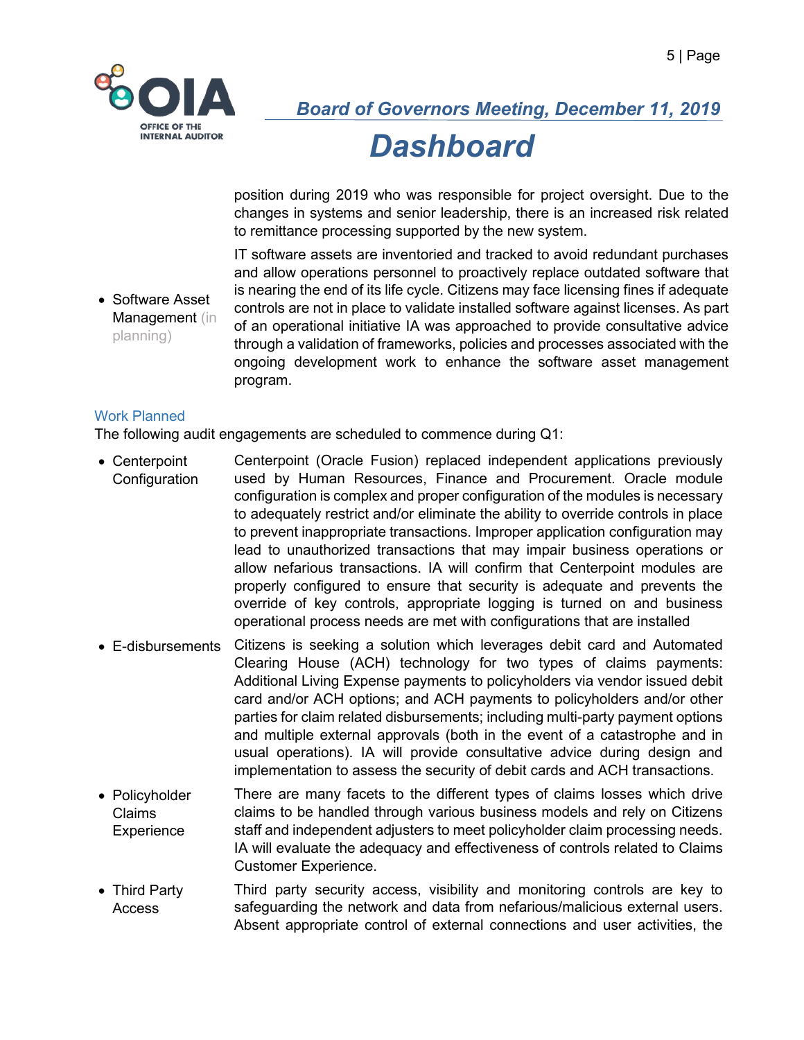position during 2019 who was responsible for project oversight. Due to the changes in systems and senior leadership, there is an increased risk related to remittance processing supported by the new system.

- **Software Asset Management** (in planning): IT software assets are inventoried and tracked to avoid redundant purchases and allow operations personnel to proactively replace outdated software that is nearing the end of its life cycle. Citizens may face licensing fines if adequate controls are not in place to validate installed software against licenses. As part of an operational initiative IA was approached to provide consultative advice through a validation of frameworks, policies and processes associated with the ongoing development work to enhance the software asset management program.

### Work Planned

The following audit engagements are scheduled to commence during Q1:

- **Centerpoint Configuration**: Centerpoint (Oracle Fusion) replaced independent applications previously used by Human Resources, Finance and Procurement. Oracle module configuration is complex and proper configuration of the modules is necessary to adequately restrict and/or eliminate the ability to override controls in place to prevent inappropriate transactions. Improper application configuration may lead to unauthorized transactions that may impair business operations or allow nefarious transactions. IA will confirm that Centerpoint modules are properly configured to ensure that security is adequate and prevents the override of key controls, appropriate logging is turned on and business operational process needs are met with configurations that are installed

- **E-disbursements**: Citizens is seeking a solution which leverages debit card and Automated Clearing House (ACH) technology for two types of claims payments: Additional Living Expense payments to policyholders via vendor issued debit card and/or ACH options; and ACH payments to policyholders and/or other parties for claim related disbursements; including multi-party payment options and multiple external approvals (both in the event of a catastrophe and in usual operations). IA will provide consultative advice during design and implementation to assess the security of debit cards and ACH transactions.

- **Policyholder Claims Experience**: There are many facets to the different types of claims losses which drive claims to be handled through various business models and rely on Citizens staff and independent adjusters to meet policyholder claim processing needs. IA will evaluate the adequacy and effectiveness of controls related to Claims Customer Experience.

- **Third Party Access**: Third party security access, visibility and monitoring controls are key to safeguarding the network and data from nefarious/malicious external users. Absent appropriate control of external connections and user activities, the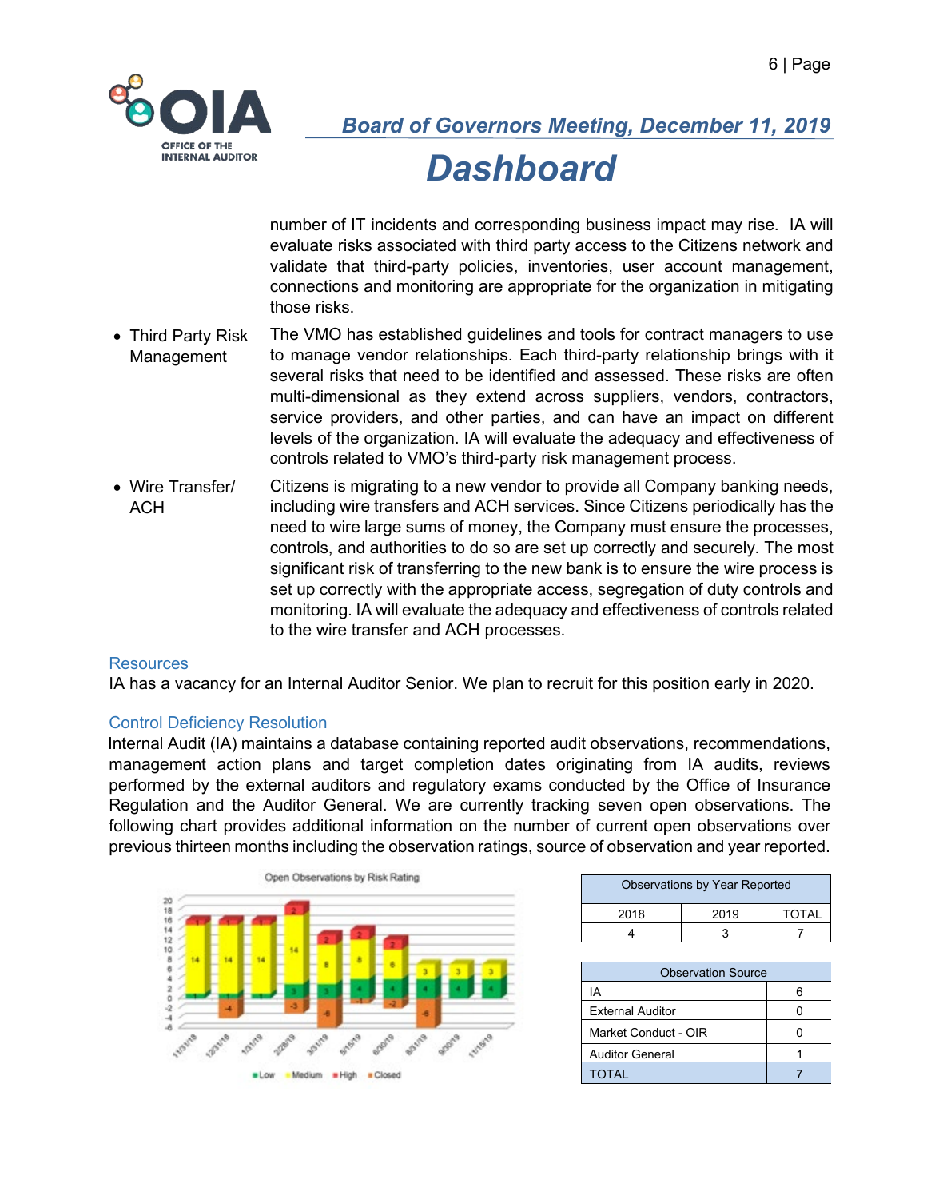number of IT incidents and corresponding business impact may rise. IA will evaluate risks associated with third party access to the Citizens network and validate that third-party policies, inventories, user account management, connections and monitoring are appropriate for the organization in mitigating those risks.

- **Third Party Risk Management** — The VMO has established guidelines and tools for contract managers to use to manage vendor relationships. Each third-party relationship brings with it several risks that need to be identified and assessed. These risks are often multi-dimensional as they extend across suppliers, vendors, contractors, service providers, and other parties, and can have an impact on different levels of the organization. IA will evaluate the adequacy and effectiveness of controls related to VMO's third-party risk management process.
- **Wire Transfer/ ACH** — Citizens is migrating to a new vendor to provide all Company banking needs, including wire transfers and ACH services. Since Citizens periodically has the need to wire large sums of money, the Company must ensure the processes, controls, and authorities to do so are set up correctly and securely. The most significant risk of transferring to the new bank is to ensure the wire process is set up correctly with the appropriate access, segregation of duty controls and monitoring. IA will evaluate the adequacy and effectiveness of controls related to the wire transfer and ACH processes.

## Resources

IA has a vacancy for an Internal Auditor Senior. We plan to recruit for this position early in 2020.

## Control Deficiency Resolution

Internal Audit (IA) maintains a database containing reported audit observations, recommendations, management action plans and target completion dates originating from IA audits, reviews performed by the external auditors and regulatory exams conducted by the Office of Insurance Regulation and the Auditor General. We are currently tracking seven open observations. The following chart provides additional information on the number of current open observations over previous thirteen months including the observation ratings, source of observation and year reported.

Open Observations by Risk Rating

| Date | Low | Medium | High | Closed |
|---|---|---|---|---|
| 11/31/18 | 1 | 14 | 1 | |
| 12/31/18 | 1 | 14 | 1 | -4 |
| 1/31/19 | 1 | 14 | 1 | |
| 2/28/19 | 3 | 14 | 2 | -3 |
| 3/31/19 | 3 | 8 | 2 | -6 |
| 5/15/19 | 4 | 8 | 2 | -1 |
| 6/30/19 | 4 | 6 | 2 | -2 |
| 8/31/19 | 4 | 3 | | -6 |
| 9/30/19 | 4 | 3 | | |
| 11/15/19 | 4 | 3 | | |

| Observations by Year Reported | | |
|---|---|---|
| 2018 | 2019 | TOTAL |
| 4 | 3 | 7 |

| Observation Source | |
|---|---|
| IA | 6 |
| External Auditor | 0 |
| Market Conduct - OIR | 0 |
| Auditor General | 1 |
| TOTAL | 7 |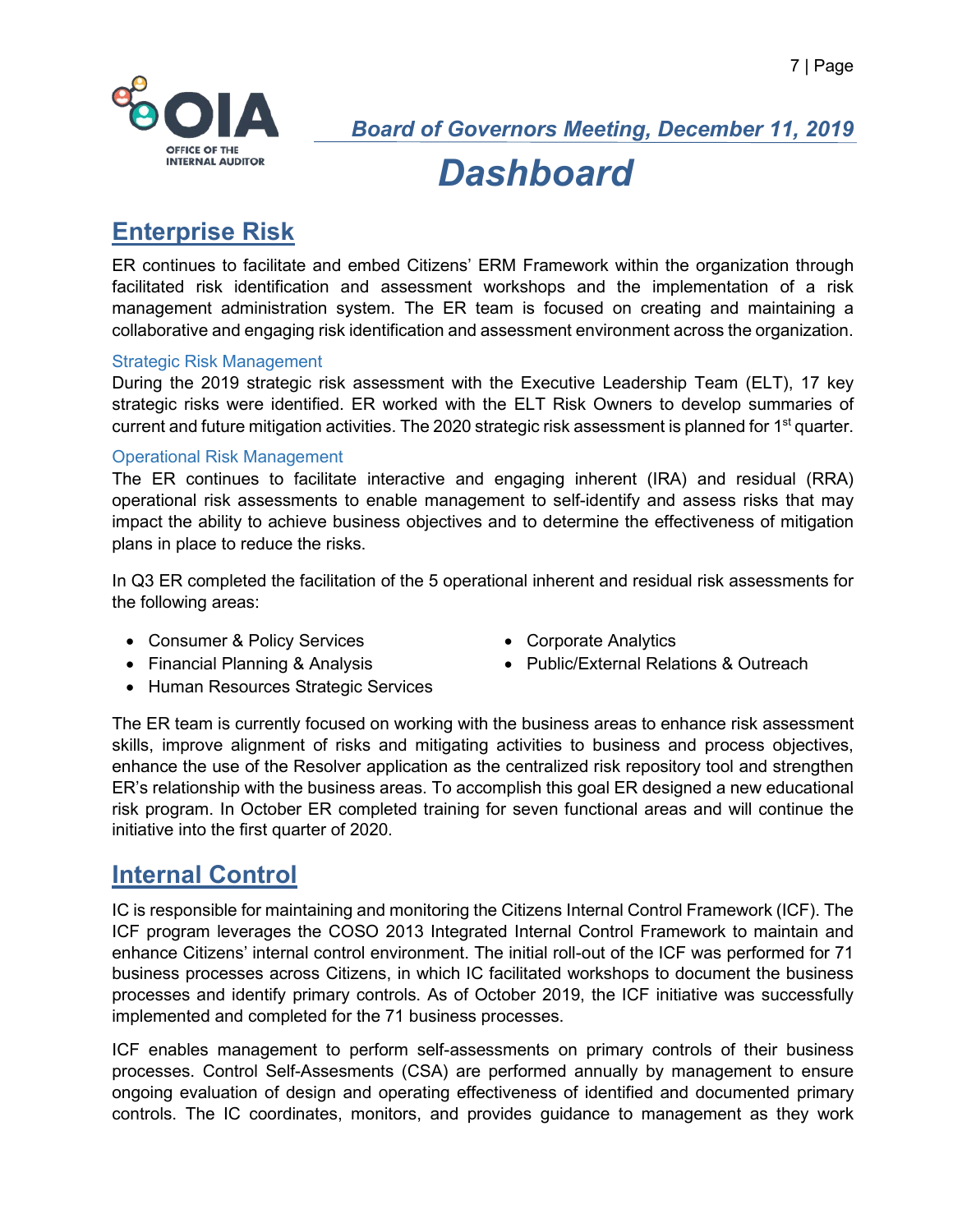# Dashboard

## Enterprise Risk

ER continues to facilitate and embed Citizens' ERM Framework within the organization through facilitated risk identification and assessment workshops and the implementation of a risk management administration system. The ER team is focused on creating and maintaining a collaborative and engaging risk identification and assessment environment across the organization.

### Strategic Risk Management

During the 2019 strategic risk assessment with the Executive Leadership Team (ELT), 17 key strategic risks were identified. ER worked with the ELT Risk Owners to develop summaries of current and future mitigation activities. The 2020 strategic risk assessment is planned for 1st quarter.

### Operational Risk Management

The ER continues to facilitate interactive and engaging inherent (IRA) and residual (RRA) operational risk assessments to enable management to self-identify and assess risks that may impact the ability to achieve business objectives and to determine the effectiveness of mitigation plans in place to reduce the risks.

In Q3 ER completed the facilitation of the 5 operational inherent and residual risk assessments for the following areas:

- Consumer & Policy Services
- Financial Planning & Analysis
- Human Resources Strategic Services
- Corporate Analytics
- Public/External Relations & Outreach

The ER team is currently focused on working with the business areas to enhance risk assessment skills, improve alignment of risks and mitigating activities to business and process objectives, enhance the use of the Resolver application as the centralized risk repository tool and strengthen ER's relationship with the business areas. To accomplish this goal ER designed a new educational risk program. In October ER completed training for seven functional areas and will continue the initiative into the first quarter of 2020.

## Internal Control

IC is responsible for maintaining and monitoring the Citizens Internal Control Framework (ICF). The ICF program leverages the COSO 2013 Integrated Internal Control Framework to maintain and enhance Citizens' internal control environment. The initial roll-out of the ICF was performed for 71 business processes across Citizens, in which IC facilitated workshops to document the business processes and identify primary controls. As of October 2019, the ICF initiative was successfully implemented and completed for the 71 business processes.

ICF enables management to perform self-assessments on primary controls of their business processes. Control Self-Assesments (CSA) are performed annually by management to ensure ongoing evaluation of design and operating effectiveness of identified and documented primary controls. The IC coordinates, monitors, and provides guidance to management as they work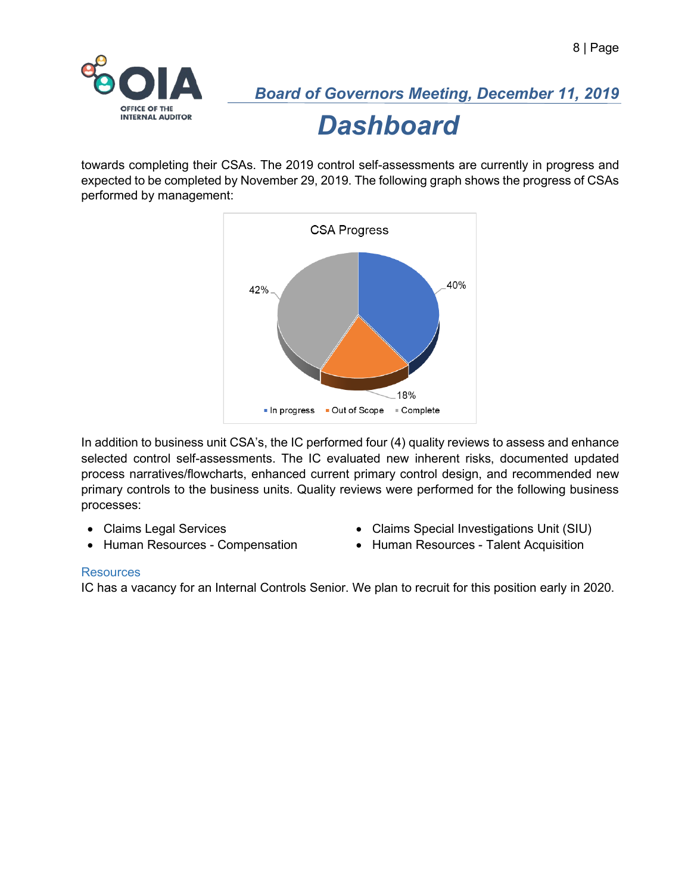towards completing their CSAs. The 2019 control self-assessments are currently in progress and expected to be completed by November 29, 2019. The following graph shows the progress of CSAs performed by management:

**CSA Progress**

| Status | Percentage |
|---|---|
| In progress | 40% |
| Out of Scope | 18% |
| Complete | 42% |

In addition to business unit CSA's, the IC performed four (4) quality reviews to assess and enhance selected control self-assessments. The IC evaluated new inherent risks, documented updated process narratives/flowcharts, enhanced current primary control design, and recommended new primary controls to the business units. Quality reviews were performed for the following business processes:

- Claims Legal Services
- Human Resources - Compensation
- Claims Special Investigations Unit (SIU)
- Human Resources - Talent Acquisition

### Resources

IC has a vacancy for an Internal Controls Senior. We plan to recruit for this position early in 2020.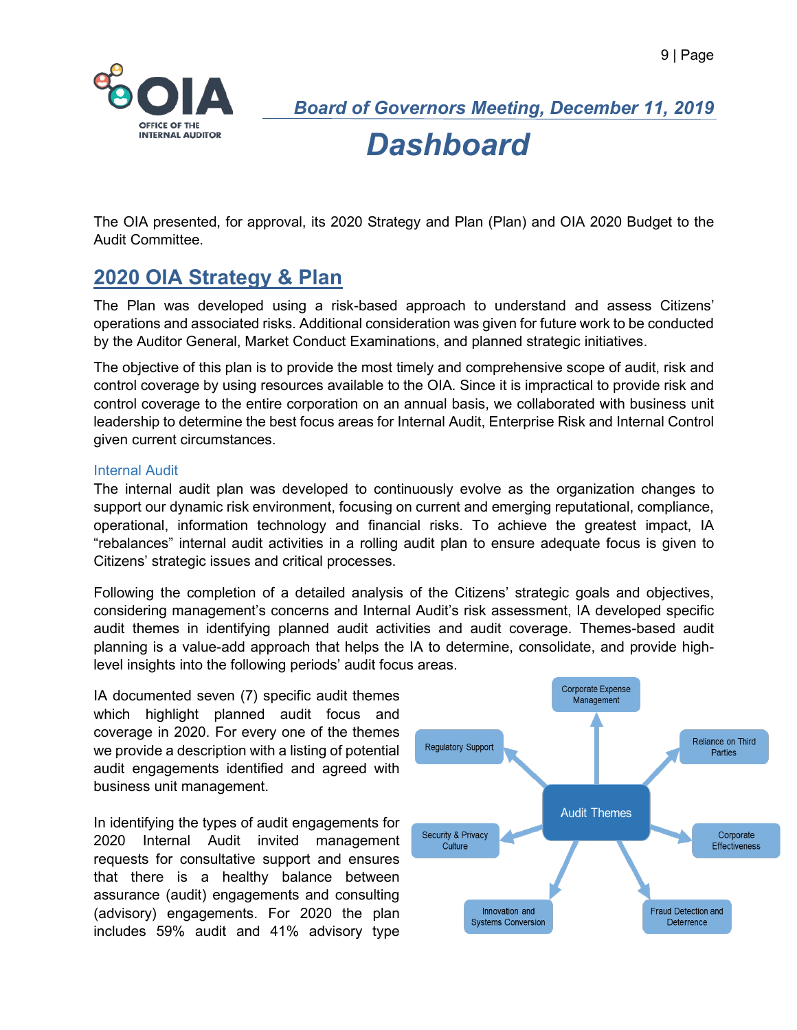# Dashboard

*Board of Governors Meeting, December 11, 2019*

The OIA presented, for approval, its 2020 Strategy and Plan (Plan) and OIA 2020 Budget to the Audit Committee.

## 2020 OIA Strategy & Plan

The Plan was developed using a risk-based approach to understand and assess Citizens' operations and associated risks. Additional consideration was given for future work to be conducted by the Auditor General, Market Conduct Examinations, and planned strategic initiatives.

The objective of this plan is to provide the most timely and comprehensive scope of audit, risk and control coverage by using resources available to the OIA. Since it is impractical to provide risk and control coverage to the entire corporation on an annual basis, we collaborated with business unit leadership to determine the best focus areas for Internal Audit, Enterprise Risk and Internal Control given current circumstances.

### Internal Audit

The internal audit plan was developed to continuously evolve as the organization changes to support our dynamic risk environment, focusing on current and emerging reputational, compliance, operational, information technology and financial risks. To achieve the greatest impact, IA "rebalances" internal audit activities in a rolling audit plan to ensure adequate focus is given to Citizens' strategic issues and critical processes.

Following the completion of a detailed analysis of the Citizens' strategic goals and objectives, considering management's concerns and Internal Audit's risk assessment, IA developed specific audit themes in identifying planned audit activities and audit coverage. Themes-based audit planning is a value-add approach that helps the IA to determine, consolidate, and provide high-level insights into the following periods' audit focus areas.

IA documented seven (7) specific audit themes which highlight planned audit focus and coverage in 2020. For every one of the themes we provide a description with a listing of potential audit engagements identified and agreed with business unit management.

Audit Themes:
- Corporate Expense Management
- Reliance on Third Parties
- Corporate Effectiveness
- Fraud Detection and Deterrence
- Innovation and Systems Conversion
- Security & Privacy Culture
- Regulatory Support

In identifying the types of audit engagements for 2020 Internal Audit invited management requests for consultative support and ensures that there is a healthy balance between assurance (audit) engagements and consulting (advisory) engagements. For 2020 the plan includes 59% audit and 41% advisory type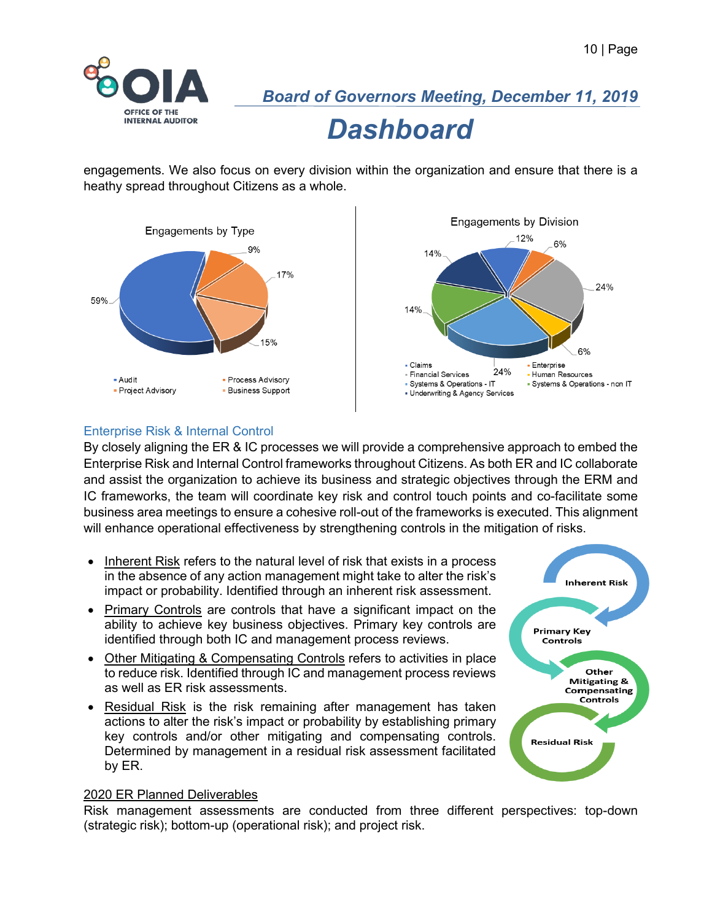engagements. We also focus on every division within the organization and ensure that there is a heathy spread throughout Citizens as a whole.

Engagements by Type

- Audit: 59%
- Project Advisory: 9%
- Process Advisory: 17%
- Business Support: 15%

Engagements by Division

- Claims
- Financial Services
- Systems & Operations - IT
- Underwriting & Agency Services
- Enterprise
- Human Resources
- Systems & Operations - non IT

12%, 6%, 24%, 6%, 24%, 14%, 14%

### Enterprise Risk & Internal Control

By closely aligning the ER & IC processes we will provide a comprehensive approach to embed the Enterprise Risk and Internal Control frameworks throughout Citizens. As both ER and IC collaborate and assist the organization to achieve its business and strategic objectives through the ERM and IC frameworks, the team will coordinate key risk and control touch points and co-facilitate some business area meetings to ensure a cohesive roll-out of the frameworks is executed. This alignment will enhance operational effectiveness by strengthening controls in the mitigation of risks.

- Inherent Risk refers to the natural level of risk that exists in a process in the absence of any action management might take to alter the risk's impact or probability. Identified through an inherent risk assessment.
- Primary Controls are controls that have a significant impact on the ability to achieve key business objectives. Primary key controls are identified through both IC and management process reviews.
- Other Mitigating & Compensating Controls refers to activities in place to reduce risk. Identified through IC and management process reviews as well as ER risk assessments.
- Residual Risk is the risk remaining after management has taken actions to alter the risk's impact or probability by establishing primary key controls and/or other mitigating and compensating controls. Determined by management in a residual risk assessment facilitated by ER.

Inherent Risk → Primary Key Controls → Other Mitigating & Compensating Controls → Residual Risk

2020 ER Planned Deliverables

Risk management assessments are conducted from three different perspectives: top-down (strategic risk); bottom-up (operational risk); and project risk.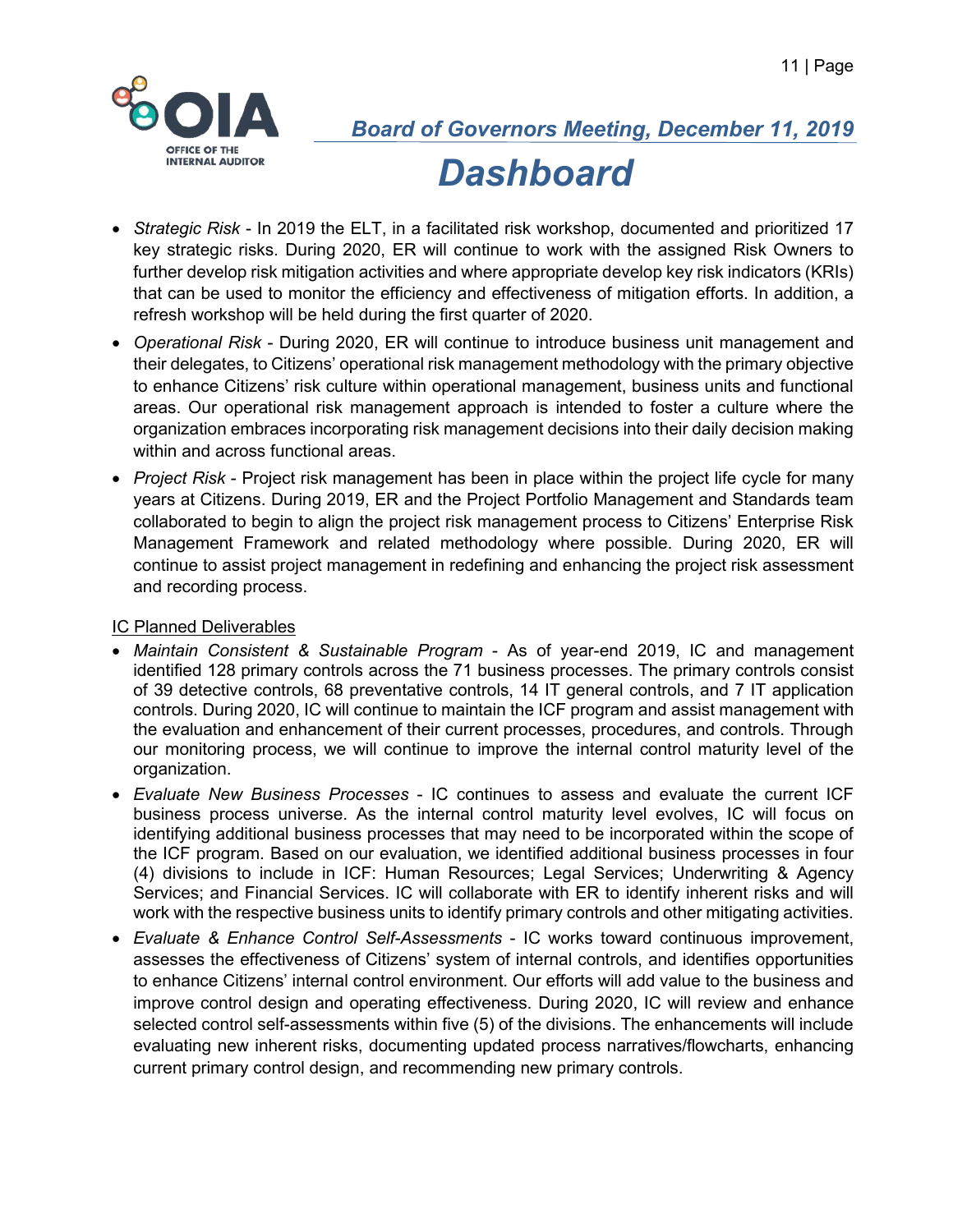- *Strategic Risk* - In 2019 the ELT, in a facilitated risk workshop, documented and prioritized 17 key strategic risks. During 2020, ER will continue to work with the assigned Risk Owners to further develop risk mitigation activities and where appropriate develop key risk indicators (KRIs) that can be used to monitor the efficiency and effectiveness of mitigation efforts. In addition, a refresh workshop will be held during the first quarter of 2020.
- *Operational Risk* - During 2020, ER will continue to introduce business unit management and their delegates, to Citizens' operational risk management methodology with the primary objective to enhance Citizens' risk culture within operational management, business units and functional areas. Our operational risk management approach is intended to foster a culture where the organization embraces incorporating risk management decisions into their daily decision making within and across functional areas.
- *Project Risk* - Project risk management has been in place within the project life cycle for many years at Citizens. During 2019, ER and the Project Portfolio Management and Standards team collaborated to begin to align the project risk management process to Citizens' Enterprise Risk Management Framework and related methodology where possible. During 2020, ER will continue to assist project management in redefining and enhancing the project risk assessment and recording process.

<u>IC Planned Deliverables</u>

- *Maintain Consistent & Sustainable Program* - As of year-end 2019, IC and management identified 128 primary controls across the 71 business processes. The primary controls consist of 39 detective controls, 68 preventative controls, 14 IT general controls, and 7 IT application controls. During 2020, IC will continue to maintain the ICF program and assist management with the evaluation and enhancement of their current processes, procedures, and controls. Through our monitoring process, we will continue to improve the internal control maturity level of the organization.
- *Evaluate New Business Processes* - IC continues to assess and evaluate the current ICF business process universe. As the internal control maturity level evolves, IC will focus on identifying additional business processes that may need to be incorporated within the scope of the ICF program. Based on our evaluation, we identified additional business processes in four (4) divisions to include in ICF: Human Resources; Legal Services; Underwriting & Agency Services; and Financial Services. IC will collaborate with ER to identify inherent risks and will work with the respective business units to identify primary controls and other mitigating activities.
- *Evaluate & Enhance Control Self-Assessments* - IC works toward continuous improvement, assesses the effectiveness of Citizens' system of internal controls, and identifies opportunities to enhance Citizens' internal control environment. Our efforts will add value to the business and improve control design and operating effectiveness. During 2020, IC will review and enhance selected control self-assessments within five (5) of the divisions. The enhancements will include evaluating new inherent risks, documenting updated process narratives/flowcharts, enhancing current primary control design, and recommending new primary controls.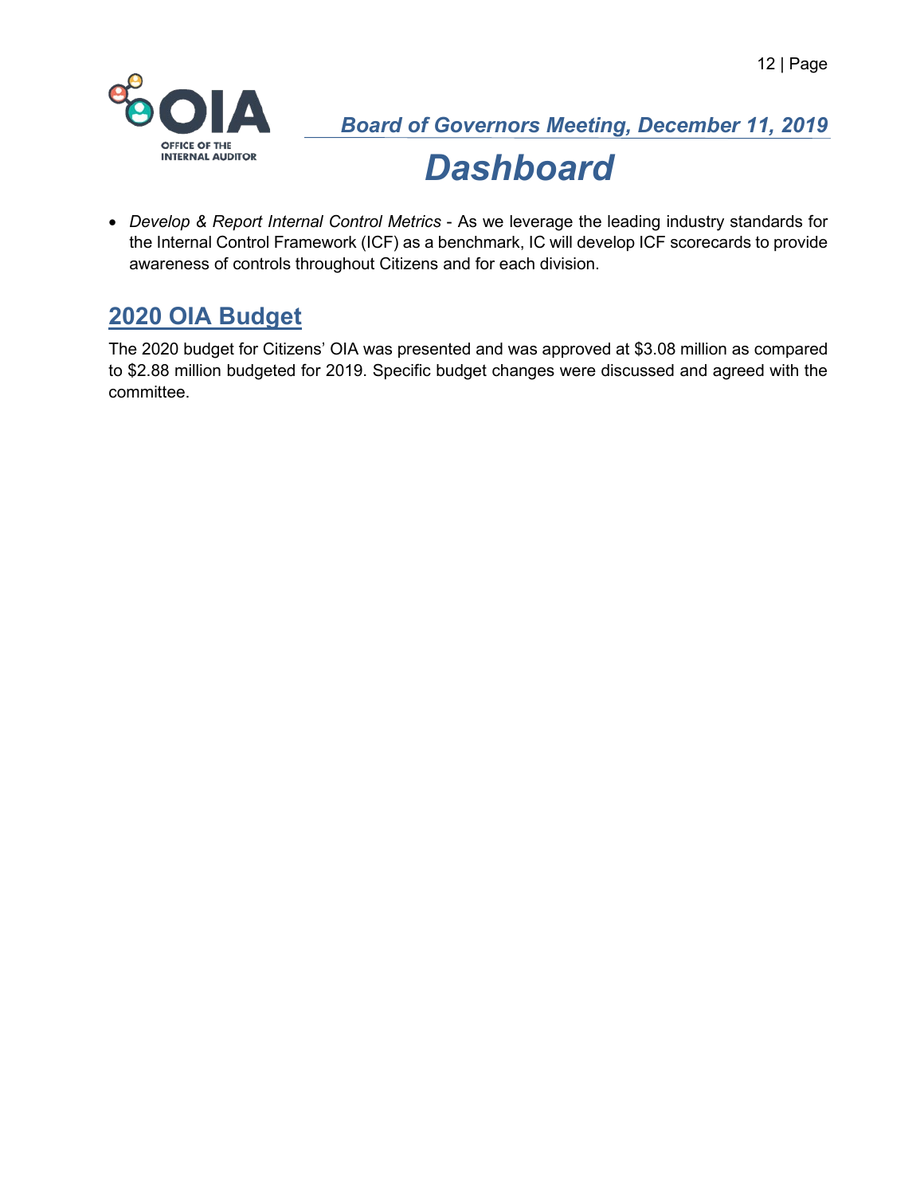- *Develop & Report Internal Control Metrics* - As we leverage the leading industry standards for the Internal Control Framework (ICF) as a benchmark, IC will develop ICF scorecards to provide awareness of controls throughout Citizens and for each division.

## 2020 OIA Budget

The 2020 budget for Citizens' OIA was presented and was approved at $3.08 million as compared to $2.88 million budgeted for 2019. Specific budget changes were discussed and agreed with the committee.